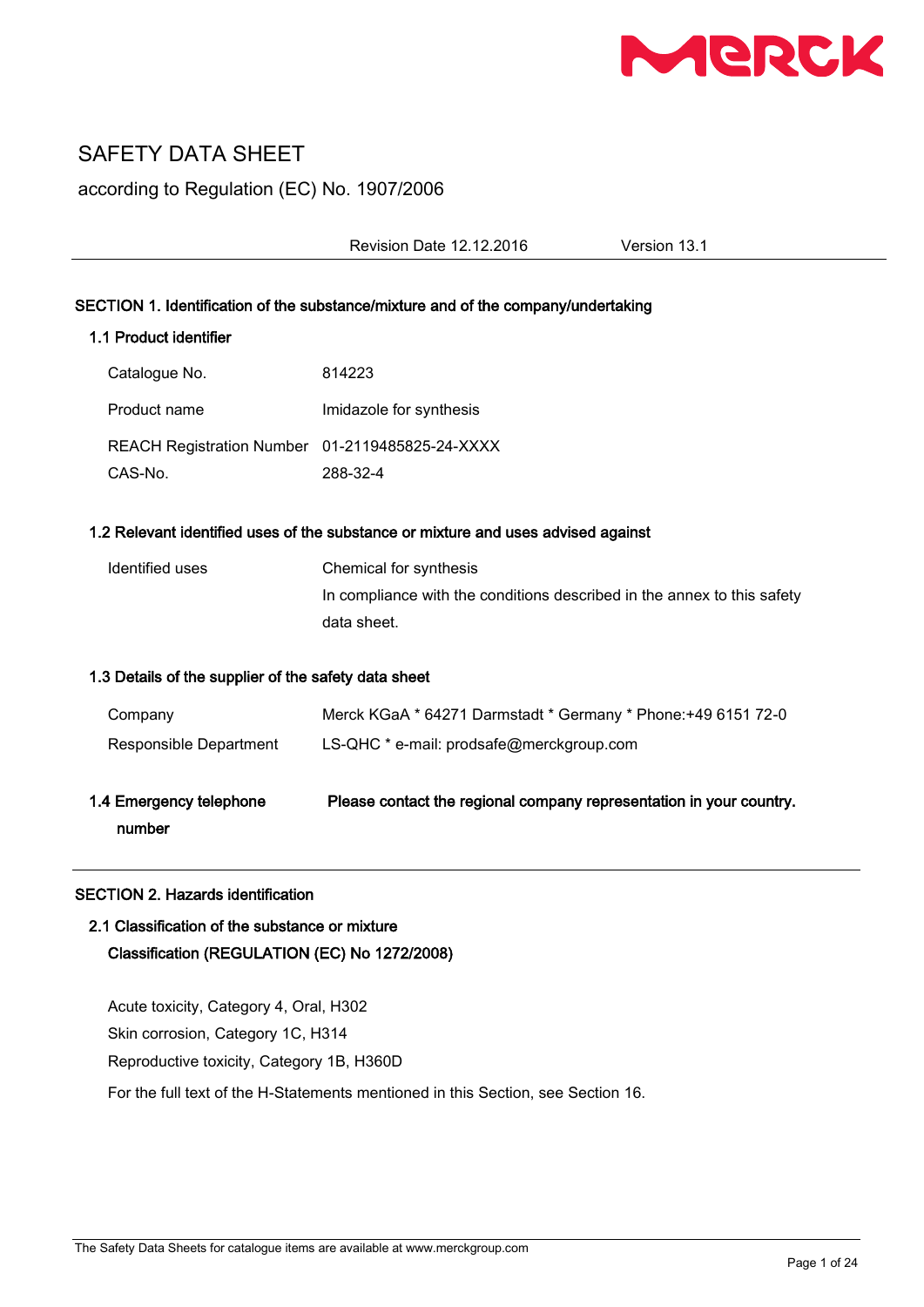# SAFETY DATA SHEET

according to Regulation (EC) No. 1907/2006

Revision Date 12.12.2016 Version 13.1

## SECTION 1. Identification of the substance/mixture and of the company/undertaking

### 1.1 Product identifier

| | |
|---|---|
| Catalogue No. | 814223 |
| Product name | Imidazole for synthesis |
| REACH Registration Number | 01-2119485825-24-XXXX |
| CAS-No. | 288-32-4 |

### 1.2 Relevant identified uses of the substance or mixture and uses advised against

| | |
|---|---|
| Identified uses | Chemical for synthesis<br>In compliance with the conditions described in the annex to this safety data sheet. |

### 1.3 Details of the supplier of the safety data sheet

| | |
|---|---|
| Company | Merck KGaA * 64271 Darmstadt * Germany * Phone:+49 6151 72-0 |
| Responsible Department | LS-QHC * e-mail: prodsafe@merckgroup.com |

### 1.4 Emergency telephone number

**Please contact the regional company representation in your country.**

## SECTION 2. Hazards identification

### 2.1 Classification of the substance or mixture

**Classification (REGULATION (EC) No 1272/2008)**

Acute toxicity, Category 4, Oral, H302

Skin corrosion, Category 1C, H314

Reproductive toxicity, Category 1B, H360D

For the full text of the H-Statements mentioned in this Section, see Section 16.

The Safety Data Sheets for catalogue items are available at www.merckgroup.com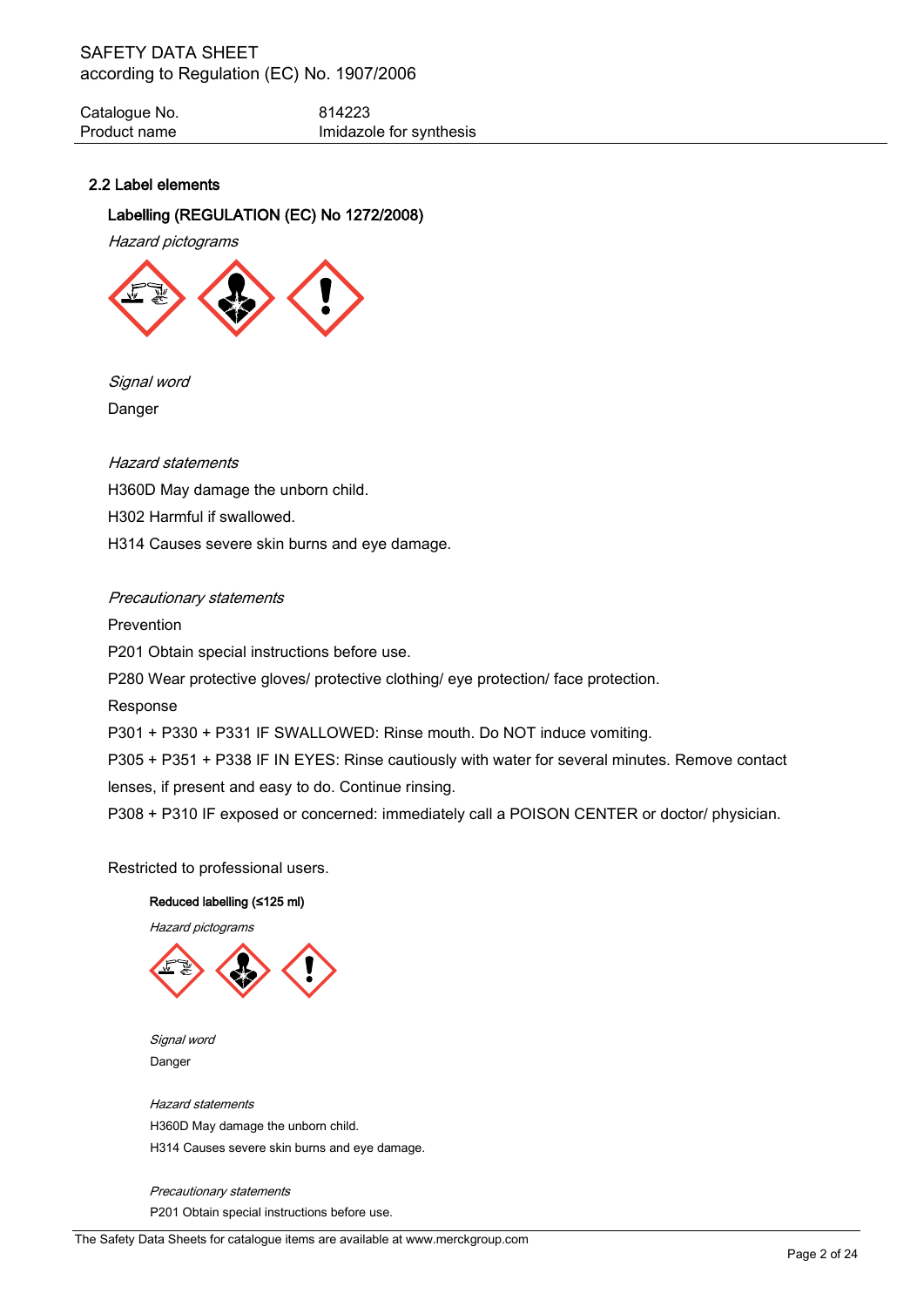## 2.2 Label elements

### Labelling (REGULATION (EC) No 1272/2008)

*Hazard pictograms*

*Signal word*

Danger

*Hazard statements*

H360D May damage the unborn child.

H302 Harmful if swallowed.

H314 Causes severe skin burns and eye damage.

*Precautionary statements*

Prevention

P201 Obtain special instructions before use.

P280 Wear protective gloves/ protective clothing/ eye protection/ face protection.

Response

P301 + P330 + P331 IF SWALLOWED: Rinse mouth. Do NOT induce vomiting.

P305 + P351 + P338 IF IN EYES: Rinse cautiously with water for several minutes. Remove contact lenses, if present and easy to do. Continue rinsing.

P308 + P310 IF exposed or concerned: immediately call a POISON CENTER or doctor/ physician.

Restricted to professional users.

#### Reduced labelling (≤125 ml)

*Hazard pictograms*

*Signal word*

Danger

*Hazard statements*

H360D May damage the unborn child.

H314 Causes severe skin burns and eye damage.

*Precautionary statements*

P201 Obtain special instructions before use.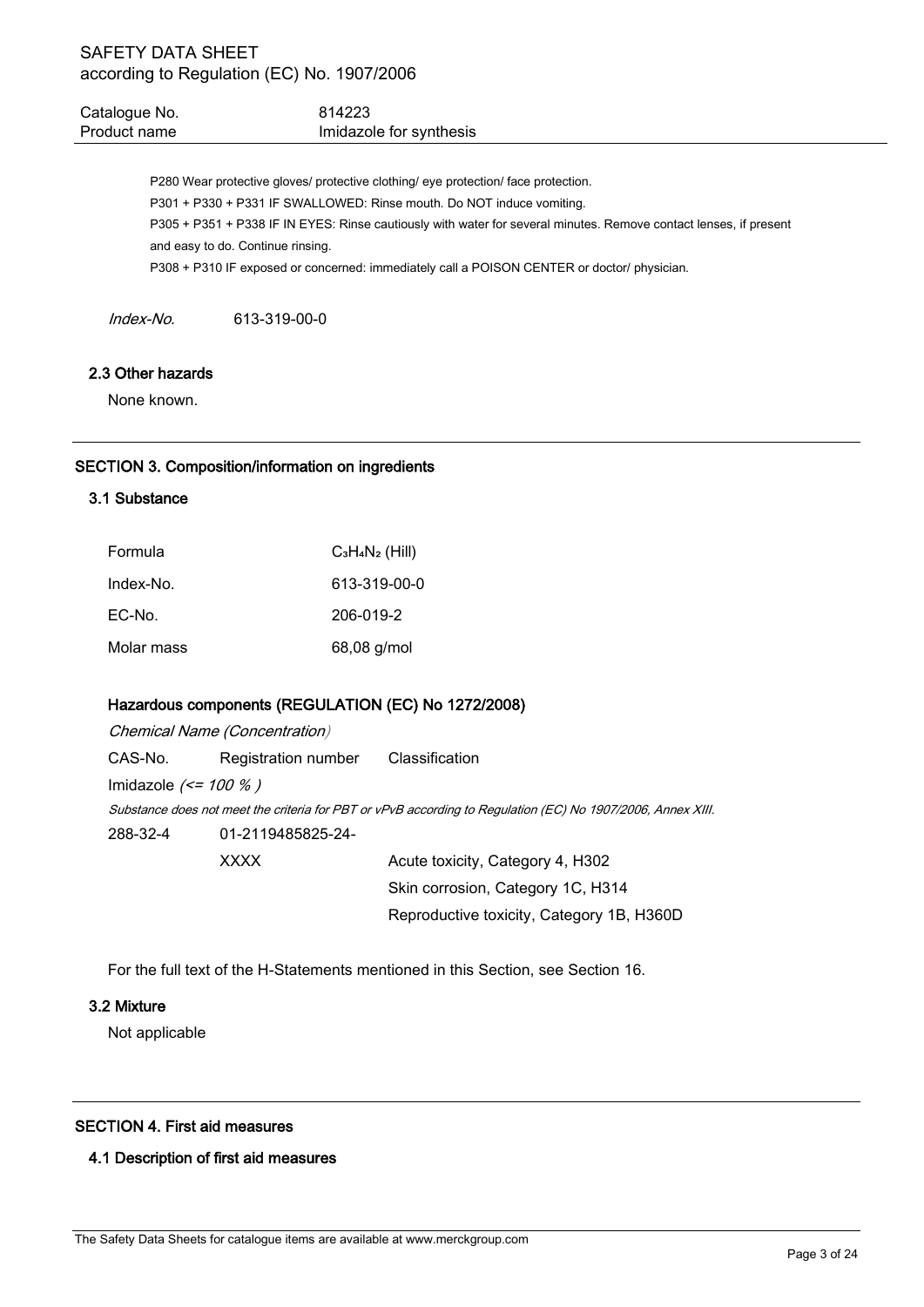P280 Wear protective gloves/ protective clothing/ eye protection/ face protection.

P301 + P330 + P331 IF SWALLOWED: Rinse mouth. Do NOT induce vomiting.

P305 + P351 + P338 IF IN EYES: Rinse cautiously with water for several minutes. Remove contact lenses, if present and easy to do. Continue rinsing.

P308 + P310 IF exposed or concerned: immediately call a POISON CENTER or doctor/ physician.

*Index-No.* 613-319-00-0

### 2.3 Other hazards

None known.

## SECTION 3. Composition/information on ingredients

### 3.1 Substance

| | |
|---|---|
| Formula | $C_3H_4N_2$ (Hill) |
| Index-No. | 613-319-00-0 |
| EC-No. | 206-019-2 |
| Molar mass | 68,08 g/mol |

#### Hazardous components (REGULATION (EC) No 1272/2008)

*Chemical Name (Concentration)*

| CAS-No. | Registration number | Classification |
|---|---|---|
| Imidazole *(<= 100 % )* | | |
| *Substance does not meet the criteria for PBT or vPvB according to Regulation (EC) No 1907/2006, Annex XIII.* | | |
| 288-32-4 | 01-2119485825-24-XXXX | Acute toxicity, Category 4, H302 |
| | | Skin corrosion, Category 1C, H314 |
| | | Reproductive toxicity, Category 1B, H360D |

For the full text of the H-Statements mentioned in this Section, see Section 16.

### 3.2 Mixture

Not applicable

## SECTION 4. First aid measures

### 4.1 Description of first aid measures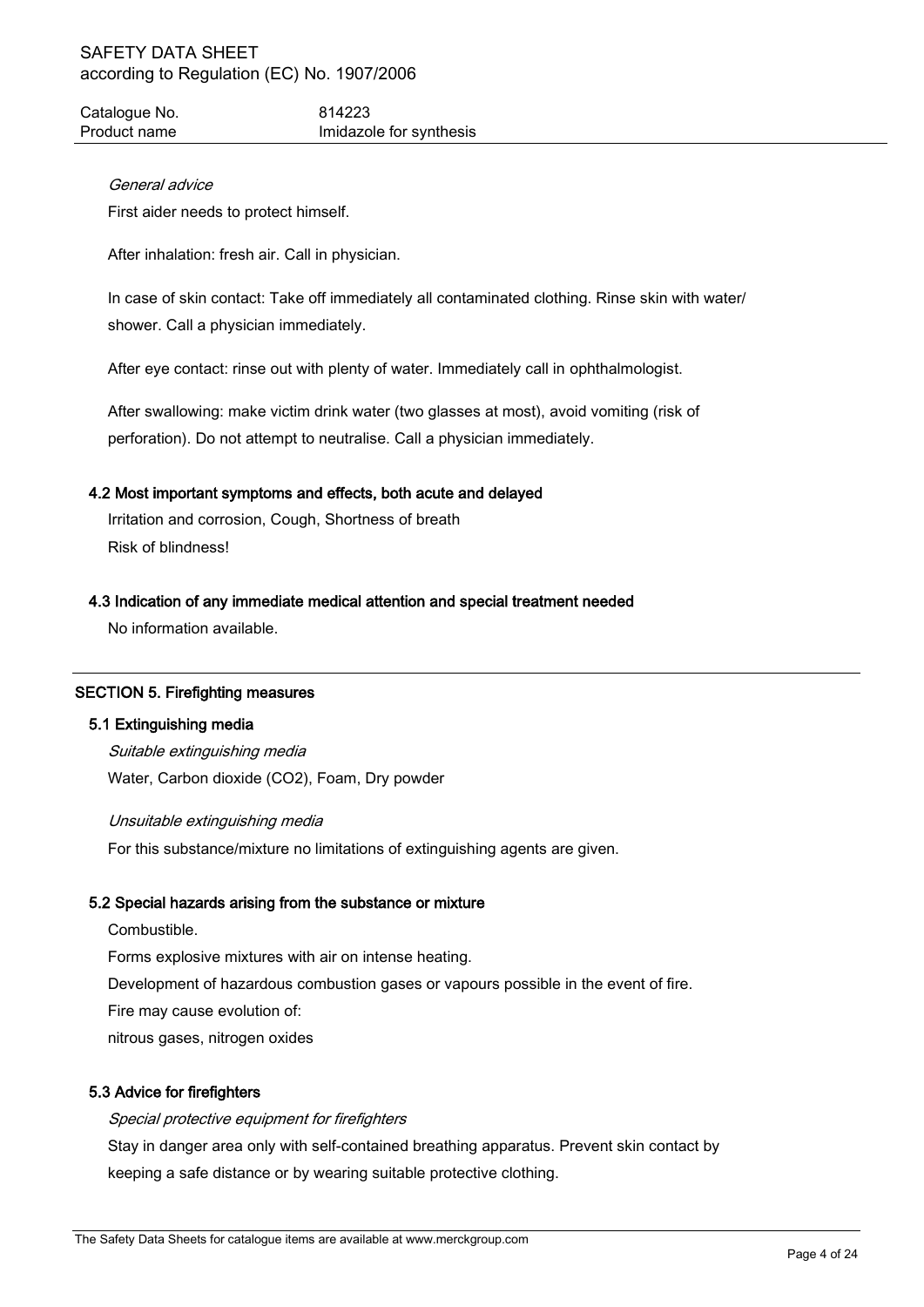*General advice*

First aider needs to protect himself.

After inhalation: fresh air. Call in physician.

In case of skin contact: Take off immediately all contaminated clothing. Rinse skin with water/ shower. Call a physician immediately.

After eye contact: rinse out with plenty of water. Immediately call in ophthalmologist.

After swallowing: make victim drink water (two glasses at most), avoid vomiting (risk of perforation). Do not attempt to neutralise. Call a physician immediately.

### 4.2 Most important symptoms and effects, both acute and delayed

Irritation and corrosion, Cough, Shortness of breath
Risk of blindness!

### 4.3 Indication of any immediate medical attention and special treatment needed

No information available.

## SECTION 5. Firefighting measures

### 5.1 Extinguishing media

*Suitable extinguishing media*

Water, Carbon dioxide ($CO_2$), Foam, Dry powder

*Unsuitable extinguishing media*

For this substance/mixture no limitations of extinguishing agents are given.

### 5.2 Special hazards arising from the substance or mixture

Combustible.
Forms explosive mixtures with air on intense heating.
Development of hazardous combustion gases or vapours possible in the event of fire.
Fire may cause evolution of:
nitrous gases, nitrogen oxides

### 5.3 Advice for firefighters

*Special protective equipment for firefighters*

Stay in danger area only with self-contained breathing apparatus. Prevent skin contact by keeping a safe distance or by wearing suitable protective clothing.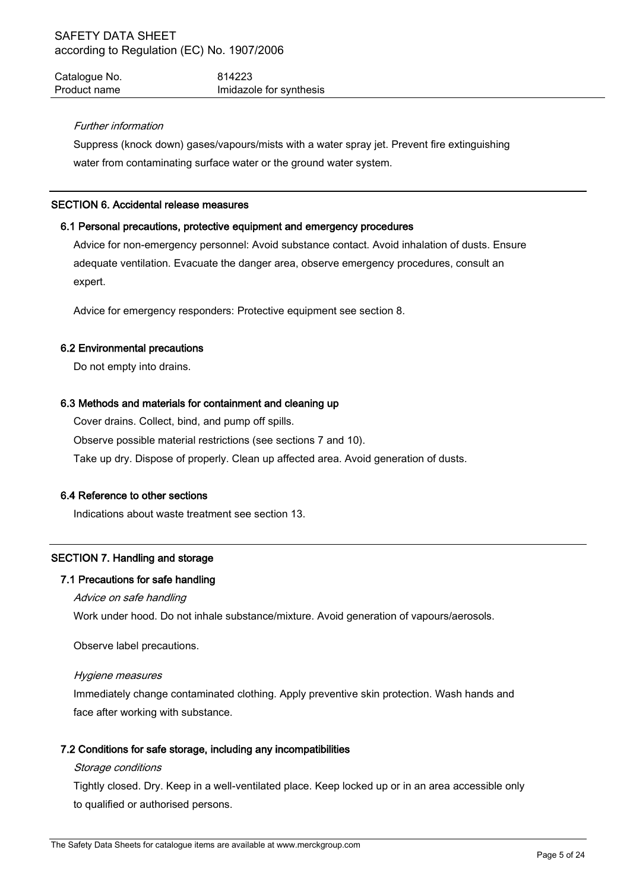*Further information*

Suppress (knock down) gases/vapours/mists with a water spray jet. Prevent fire extinguishing water from contaminating surface water or the ground water system.

## SECTION 6. Accidental release measures

### 6.1 Personal precautions, protective equipment and emergency procedures

Advice for non-emergency personnel: Avoid substance contact. Avoid inhalation of dusts. Ensure adequate ventilation. Evacuate the danger area, observe emergency procedures, consult an expert.

Advice for emergency responders: Protective equipment see section 8.

### 6.2 Environmental precautions

Do not empty into drains.

### 6.3 Methods and materials for containment and cleaning up

Cover drains. Collect, bind, and pump off spills.

Observe possible material restrictions (see sections 7 and 10).

Take up dry. Dispose of properly. Clean up affected area. Avoid generation of dusts.

### 6.4 Reference to other sections

Indications about waste treatment see section 13.

## SECTION 7. Handling and storage

### 7.1 Precautions for safe handling

*Advice on safe handling*

Work under hood. Do not inhale substance/mixture. Avoid generation of vapours/aerosols.

Observe label precautions.

*Hygiene measures*

Immediately change contaminated clothing. Apply preventive skin protection. Wash hands and face after working with substance.

### 7.2 Conditions for safe storage, including any incompatibilities

*Storage conditions*

Tightly closed. Dry. Keep in a well-ventilated place. Keep locked up or in an area accessible only to qualified or authorised persons.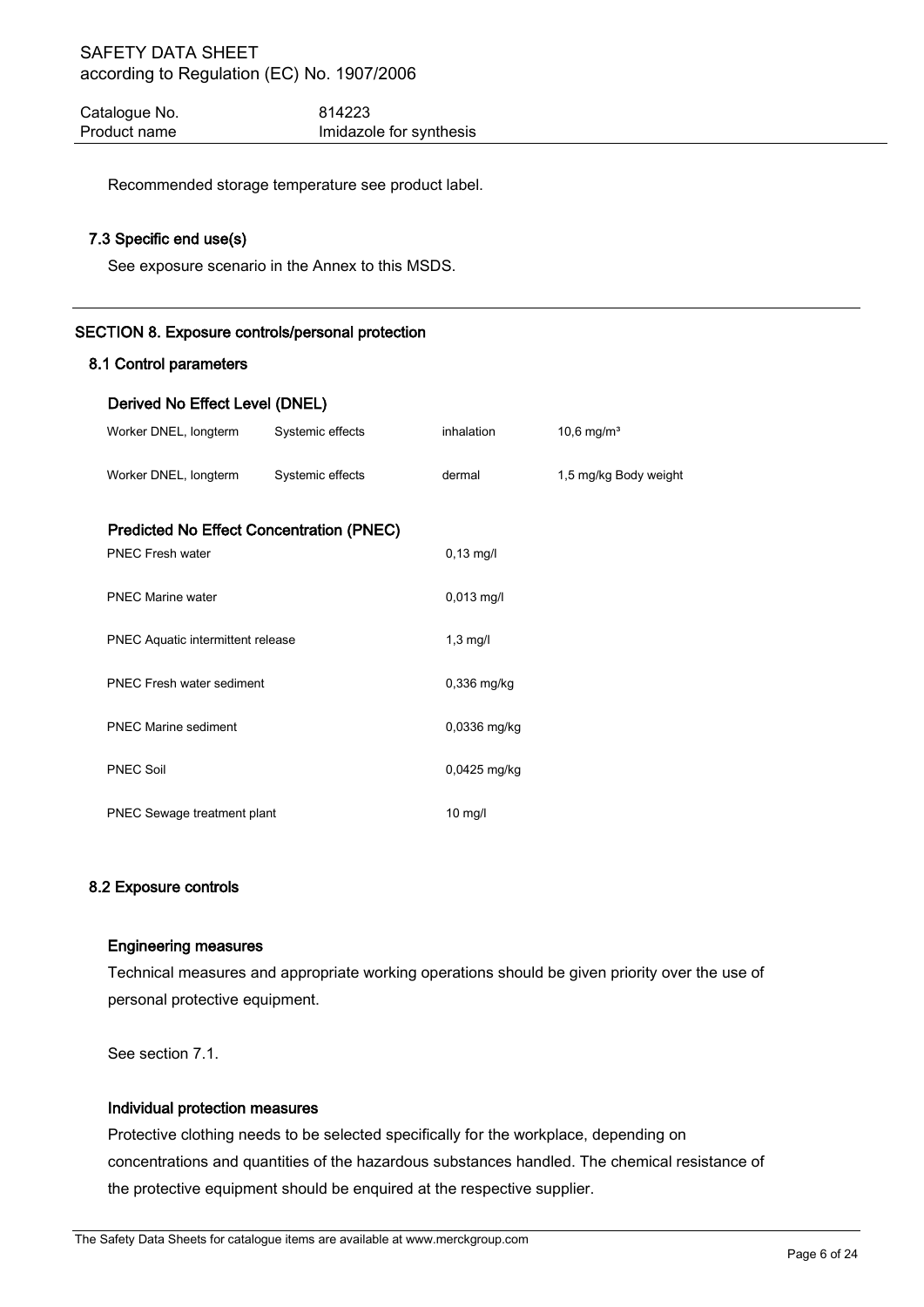Recommended storage temperature see product label.

### 7.3 Specific end use(s)

See exposure scenario in the Annex to this MSDS.

## SECTION 8. Exposure controls/personal protection

### 8.1 Control parameters

#### Derived No Effect Level (DNEL)

| | | | |
|---|---|---|---|
| Worker DNEL, longterm | Systemic effects | inhalation | 10,6 mg/m³ |
| Worker DNEL, longterm | Systemic effects | dermal | 1,5 mg/kg Body weight |

#### Predicted No Effect Concentration (PNEC)

| | |
|---|---|
| PNEC Fresh water | 0,13 mg/l |
| PNEC Marine water | 0,013 mg/l |
| PNEC Aquatic intermittent release | 1,3 mg/l |
| PNEC Fresh water sediment | 0,336 mg/kg |
| PNEC Marine sediment | 0,0336 mg/kg |
| PNEC Soil | 0,0425 mg/kg |
| PNEC Sewage treatment plant | 10 mg/l |

### 8.2 Exposure controls

#### Engineering measures

Technical measures and appropriate working operations should be given priority over the use of personal protective equipment.

See section 7.1.

#### Individual protection measures

Protective clothing needs to be selected specifically for the workplace, depending on concentrations and quantities of the hazardous substances handled. The chemical resistance of the protective equipment should be enquired at the respective supplier.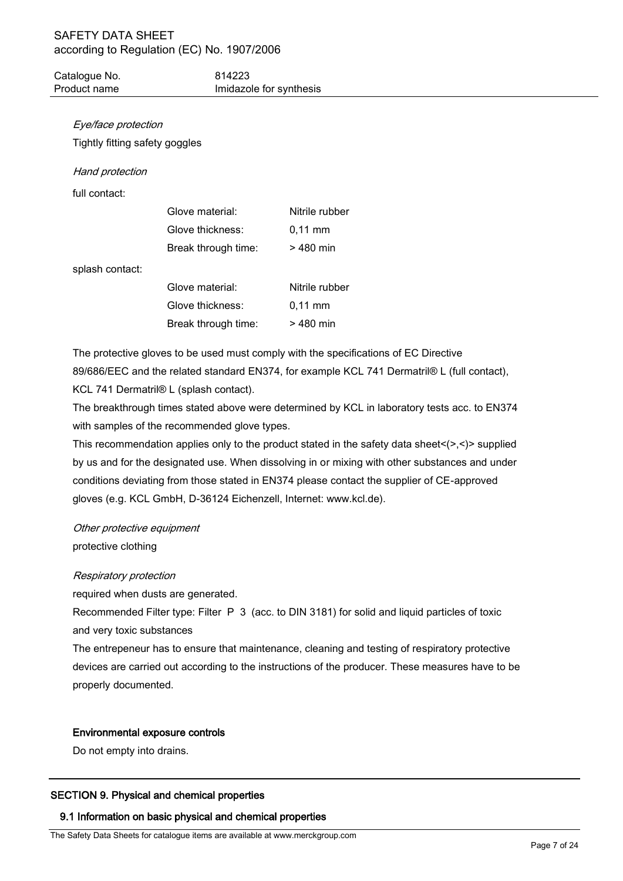*Eye/face protection*

Tightly fitting safety goggles

*Hand protection*

full contact:

| | | |
|---|---|---|
| | Glove material: | Nitrile rubber |
| | Glove thickness: | 0,11 mm |
| | Break through time: | > 480 min |

splash contact:

| | | |
|---|---|---|
| | Glove material: | Nitrile rubber |
| | Glove thickness: | 0,11 mm |
| | Break through time: | > 480 min |

The protective gloves to be used must comply with the specifications of EC Directive 89/686/EEC and the related standard EN374, for example KCL 741 Dermatril® L (full contact), KCL 741 Dermatril® L (splash contact).

The breakthrough times stated above were determined by KCL in laboratory tests acc. to EN374 with samples of the recommended glove types.

This recommendation applies only to the product stated in the safety data sheet<(>,<)> supplied by us and for the designated use. When dissolving in or mixing with other substances and under conditions deviating from those stated in EN374 please contact the supplier of CE-approved gloves (e.g. KCL GmbH, D-36124 Eichenzell, Internet: www.kcl.de).

*Other protective equipment*

protective clothing

*Respiratory protection*

required when dusts are generated.

Recommended Filter type: Filter P 3 (acc. to DIN 3181) for solid and liquid particles of toxic and very toxic substances

The entrepeneur has to ensure that maintenance, cleaning and testing of respiratory protective devices are carried out according to the instructions of the producer. These measures have to be properly documented.

**Environmental exposure controls**

Do not empty into drains.

## SECTION 9. Physical and chemical properties

### 9.1 Information on basic physical and chemical properties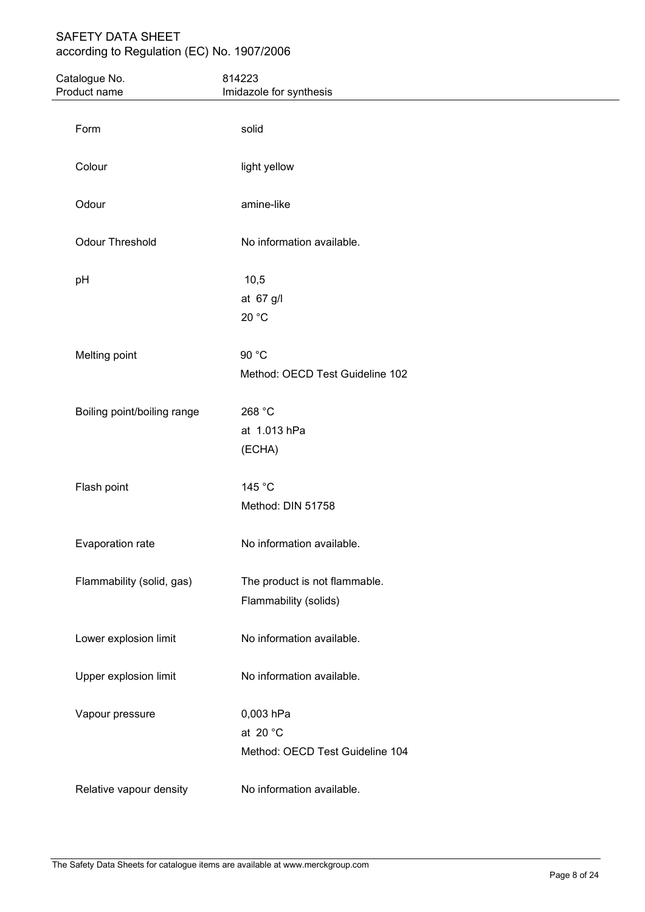| | |
|---|---|
| Form | solid |
| Colour | light yellow |
| Odour | amine-like |
| Odour Threshold | No information available. |
| pH | 10,5<br>at 67 g/l<br>20 °C |
| Melting point | 90 °C<br>Method: OECD Test Guideline 102 |
| Boiling point/boiling range | 268 °C<br>at 1.013 hPa<br>(ECHA) |
| Flash point | 145 °C<br>Method: DIN 51758 |
| Evaporation rate | No information available. |
| Flammability (solid, gas) | The product is not flammable.<br>Flammability (solids) |
| Lower explosion limit | No information available. |
| Upper explosion limit | No information available. |
| Vapour pressure | 0,003 hPa<br>at 20 °C<br>Method: OECD Test Guideline 104 |
| Relative vapour density | No information available. |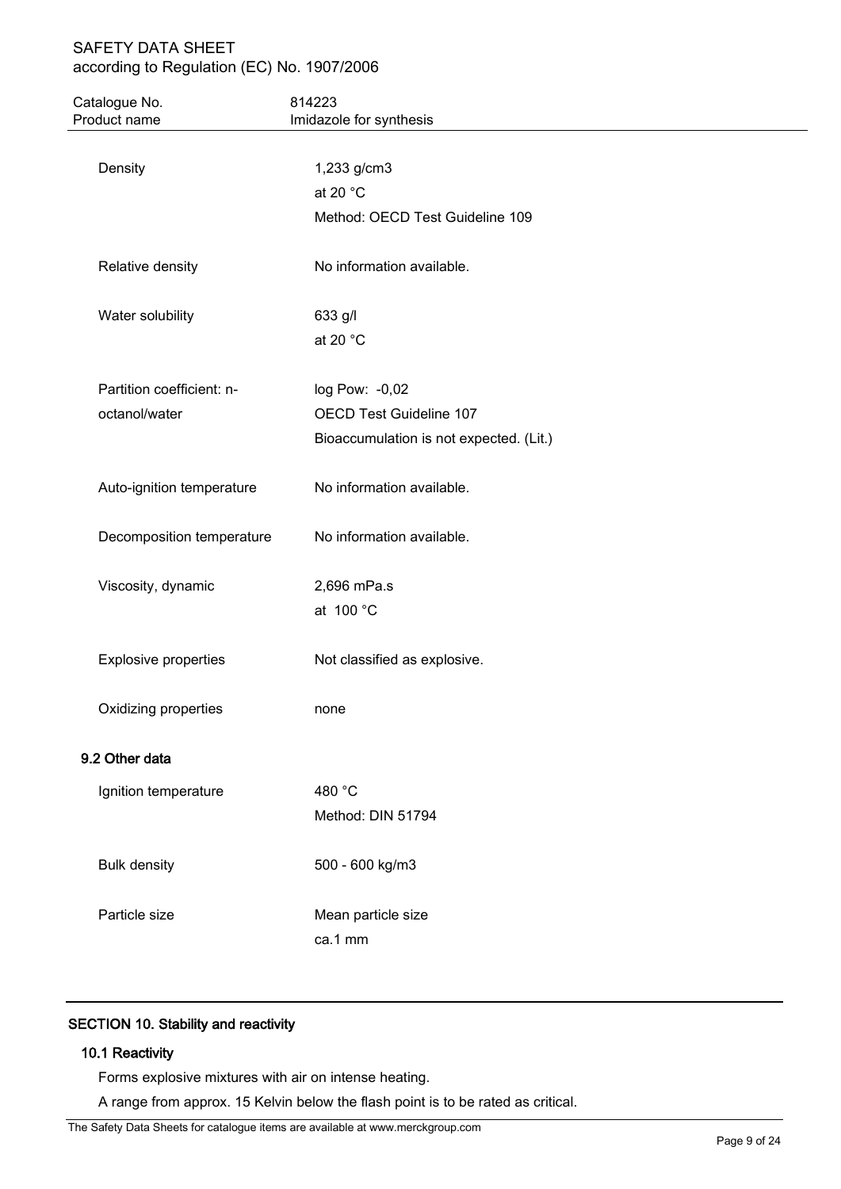| | |
|---|---|
| Density | 1,233 g/cm3<br>at 20 °C<br>Method: OECD Test Guideline 109 |
| Relative density | No information available. |
| Water solubility | 633 g/l<br>at 20 °C |
| Partition coefficient: n-octanol/water | log Pow: -0,02<br>OECD Test Guideline 107<br>Bioaccumulation is not expected. (Lit.) |
| Auto-ignition temperature | No information available. |
| Decomposition temperature | No information available. |
| Viscosity, dynamic | 2,696 mPa.s<br>at 100 °C |
| Explosive properties | Not classified as explosive. |
| Oxidizing properties | none |

### 9.2 Other data

| | |
|---|---|
| Ignition temperature | 480 °C<br>Method: DIN 51794 |
| Bulk density | 500 - 600 kg/m3 |
| Particle size | Mean particle size<br>ca.1 mm |

## SECTION 10. Stability and reactivity

### 10.1 Reactivity

Forms explosive mixtures with air on intense heating.

A range from approx. 15 Kelvin below the flash point is to be rated as critical.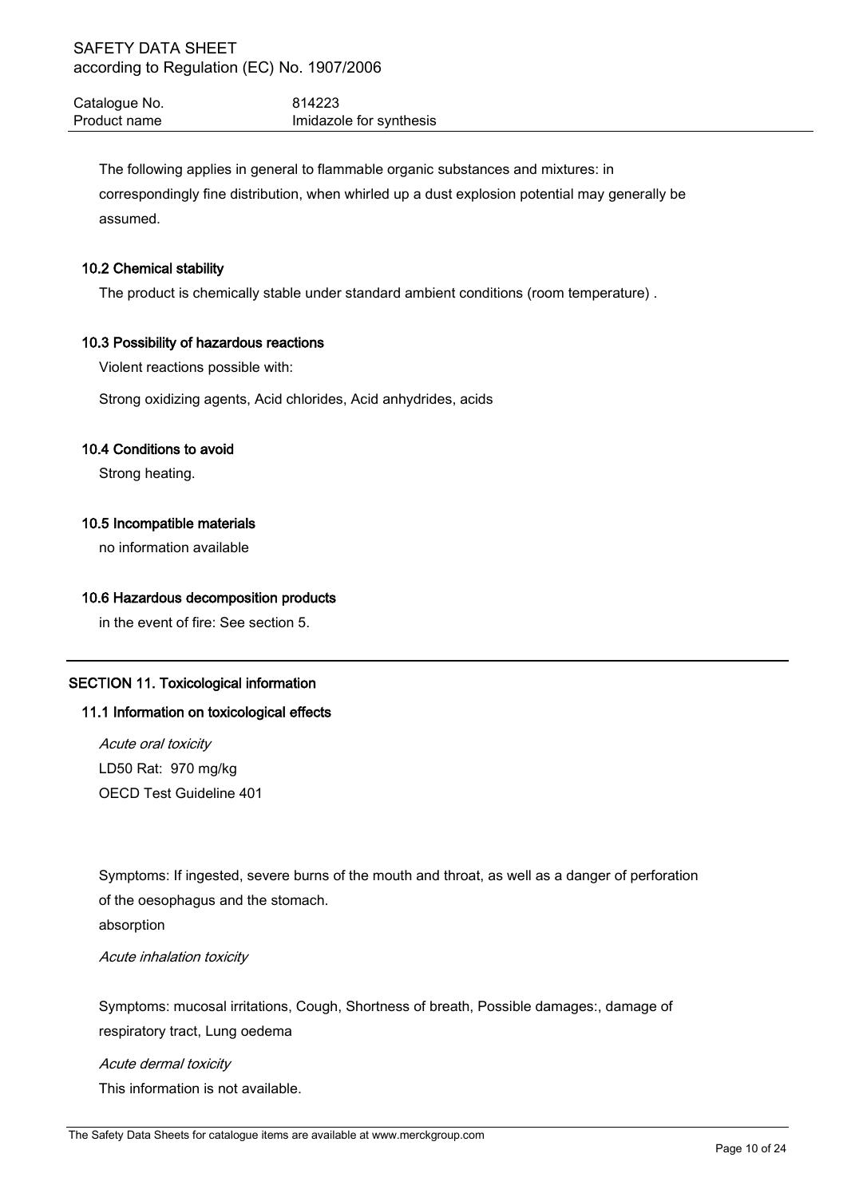The following applies in general to flammable organic substances and mixtures: in correspondingly fine distribution, when whirled up a dust explosion potential may generally be assumed.

### 10.2 Chemical stability

The product is chemically stable under standard ambient conditions (room temperature) .

### 10.3 Possibility of hazardous reactions

Violent reactions possible with:

Strong oxidizing agents, Acid chlorides, Acid anhydrides, acids

### 10.4 Conditions to avoid

Strong heating.

### 10.5 Incompatible materials

no information available

### 10.6 Hazardous decomposition products

in the event of fire: See section 5.

## SECTION 11. Toxicological information

### 11.1 Information on toxicological effects

*Acute oral toxicity*

LD50 Rat: 970 mg/kg

OECD Test Guideline 401

Symptoms: If ingested, severe burns of the mouth and throat, as well as a danger of perforation of the oesophagus and the stomach.

absorption

*Acute inhalation toxicity*

Symptoms: mucosal irritations, Cough, Shortness of breath, Possible damages:, damage of respiratory tract, Lung oedema

*Acute dermal toxicity*

This information is not available.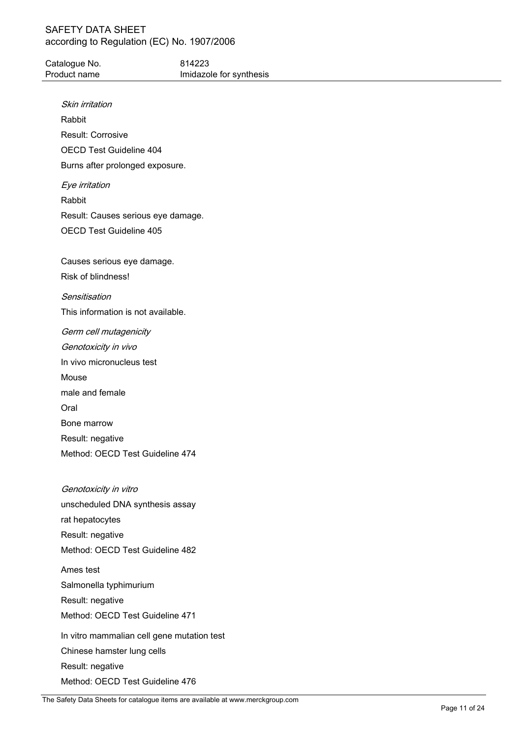*Skin irritation*

Rabbit

Result: Corrosive

OECD Test Guideline 404

Burns after prolonged exposure.

*Eye irritation*

Rabbit

Result: Causes serious eye damage.

OECD Test Guideline 405

Causes serious eye damage.

Risk of blindness!

*Sensitisation*

This information is not available.

*Germ cell mutagenicity*

*Genotoxicity in vivo*

In vivo micronucleus test

Mouse

male and female

Oral

Bone marrow

Result: negative

Method: OECD Test Guideline 474

*Genotoxicity in vitro*

unscheduled DNA synthesis assay

rat hepatocytes

Result: negative

Method: OECD Test Guideline 482

Ames test

Salmonella typhimurium

Result: negative

Method: OECD Test Guideline 471

In vitro mammalian cell gene mutation test

Chinese hamster lung cells

Result: negative

Method: OECD Test Guideline 476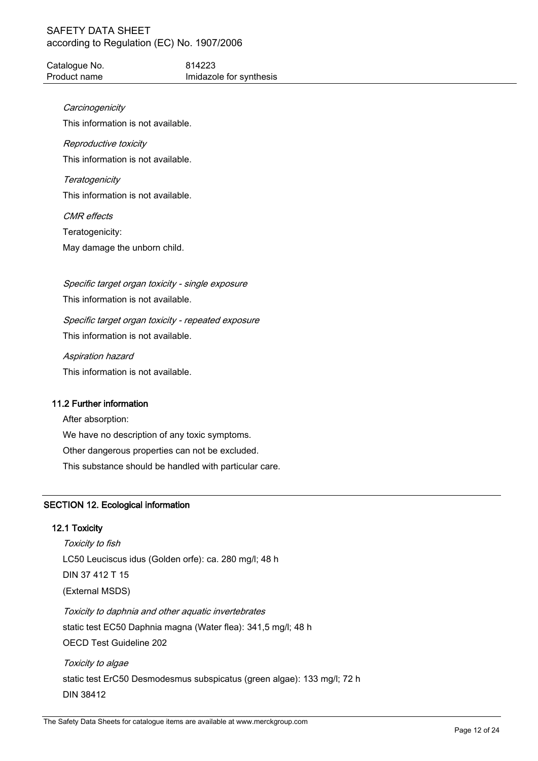*Carcinogenicity*

This information is not available.

*Reproductive toxicity*

This information is not available.

*Teratogenicity*

This information is not available.

*CMR effects*

Teratogenicity:

May damage the unborn child.

*Specific target organ toxicity - single exposure*

This information is not available.

*Specific target organ toxicity - repeated exposure*

This information is not available.

*Aspiration hazard*

This information is not available.

### 11.2 Further information

After absorption:

We have no description of any toxic symptoms.

Other dangerous properties can not be excluded.

This substance should be handled with particular care.

## SECTION 12. Ecological information

### 12.1 Toxicity

*Toxicity to fish*

LC50 Leuciscus idus (Golden orfe): ca. 280 mg/l; 48 h

DIN 37 412 T 15

(External MSDS)

*Toxicity to daphnia and other aquatic invertebrates*

static test EC50 Daphnia magna (Water flea): 341,5 mg/l; 48 h

OECD Test Guideline 202

*Toxicity to algae*

static test ErC50 Desmodesmus subspicatus (green algae): 133 mg/l; 72 h

DIN 38412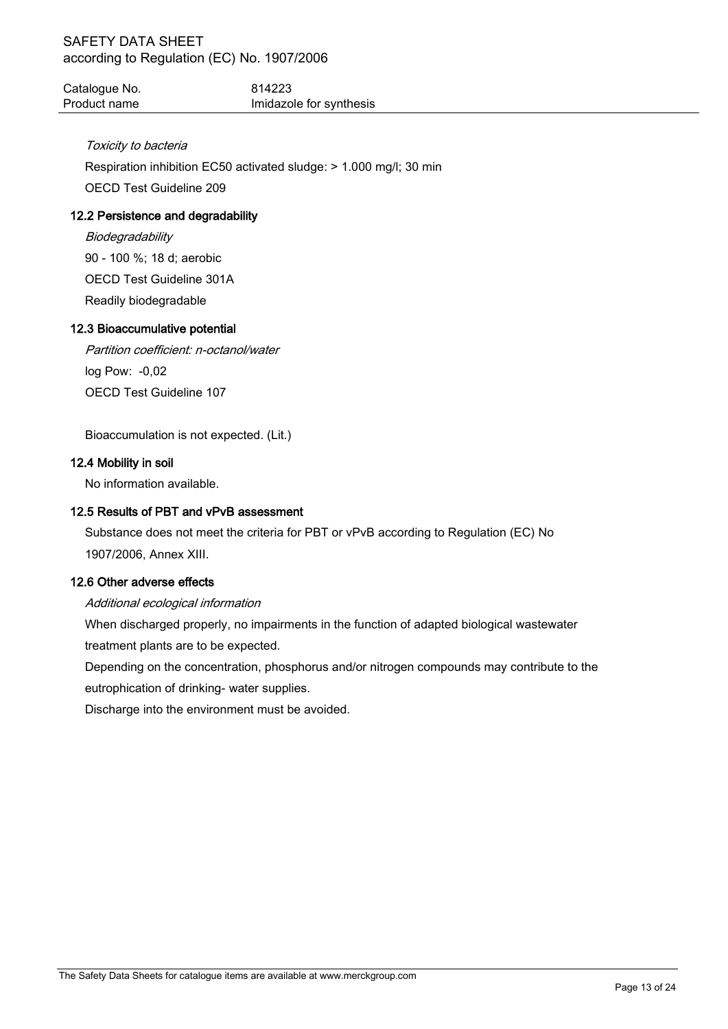*Toxicity to bacteria*

Respiration inhibition EC50 activated sludge: > 1.000 mg/l; 30 min

OECD Test Guideline 209

### 12.2 Persistence and degradability

*Biodegradability*

90 - 100 %; 18 d; aerobic

OECD Test Guideline 301A

Readily biodegradable

### 12.3 Bioaccumulative potential

*Partition coefficient: n-octanol/water*

log Pow: -0,02

OECD Test Guideline 107

Bioaccumulation is not expected. (Lit.)

### 12.4 Mobility in soil

No information available.

### 12.5 Results of PBT and vPvB assessment

Substance does not meet the criteria for PBT or vPvB according to Regulation (EC) No 1907/2006, Annex XIII.

### 12.6 Other adverse effects

*Additional ecological information*

When discharged properly, no impairments in the function of adapted biological wastewater treatment plants are to be expected.

Depending on the concentration, phosphorus and/or nitrogen compounds may contribute to the eutrophication of drinking- water supplies.

Discharge into the environment must be avoided.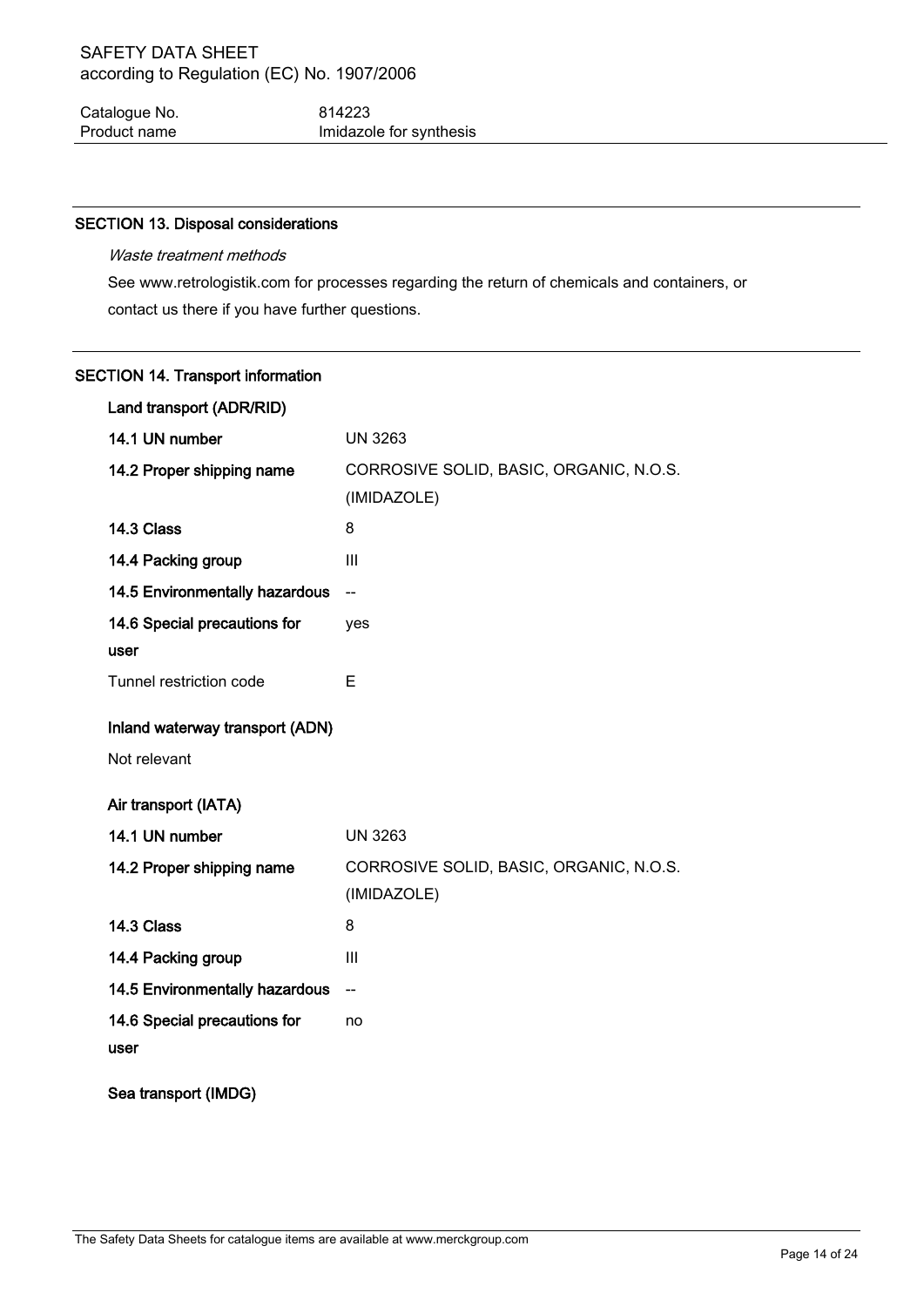## SECTION 13. Disposal considerations

*Waste treatment methods*

See www.retrologistik.com for processes regarding the return of chemicals and containers, or contact us there if you have further questions.

## SECTION 14. Transport information

### Land transport (ADR/RID)

| | |
|---|---|
| **14.1 UN number** | UN 3263 |
| **14.2 Proper shipping name** | CORROSIVE SOLID, BASIC, ORGANIC, N.O.S. (IMIDAZOLE) |
| **14.3 Class** | 8 |
| **14.4 Packing group** | III |
| **14.5 Environmentally hazardous** | -- |
| **14.6 Special precautions for user** | yes |
| Tunnel restriction code | E |

### Inland waterway transport (ADN)

Not relevant

### Air transport (IATA)

| | |
|---|---|
| **14.1 UN number** | UN 3263 |
| **14.2 Proper shipping name** | CORROSIVE SOLID, BASIC, ORGANIC, N.O.S. (IMIDAZOLE) |
| **14.3 Class** | 8 |
| **14.4 Packing group** | III |
| **14.5 Environmentally hazardous** | -- |
| **14.6 Special precautions for user** | no |

### Sea transport (IMDG)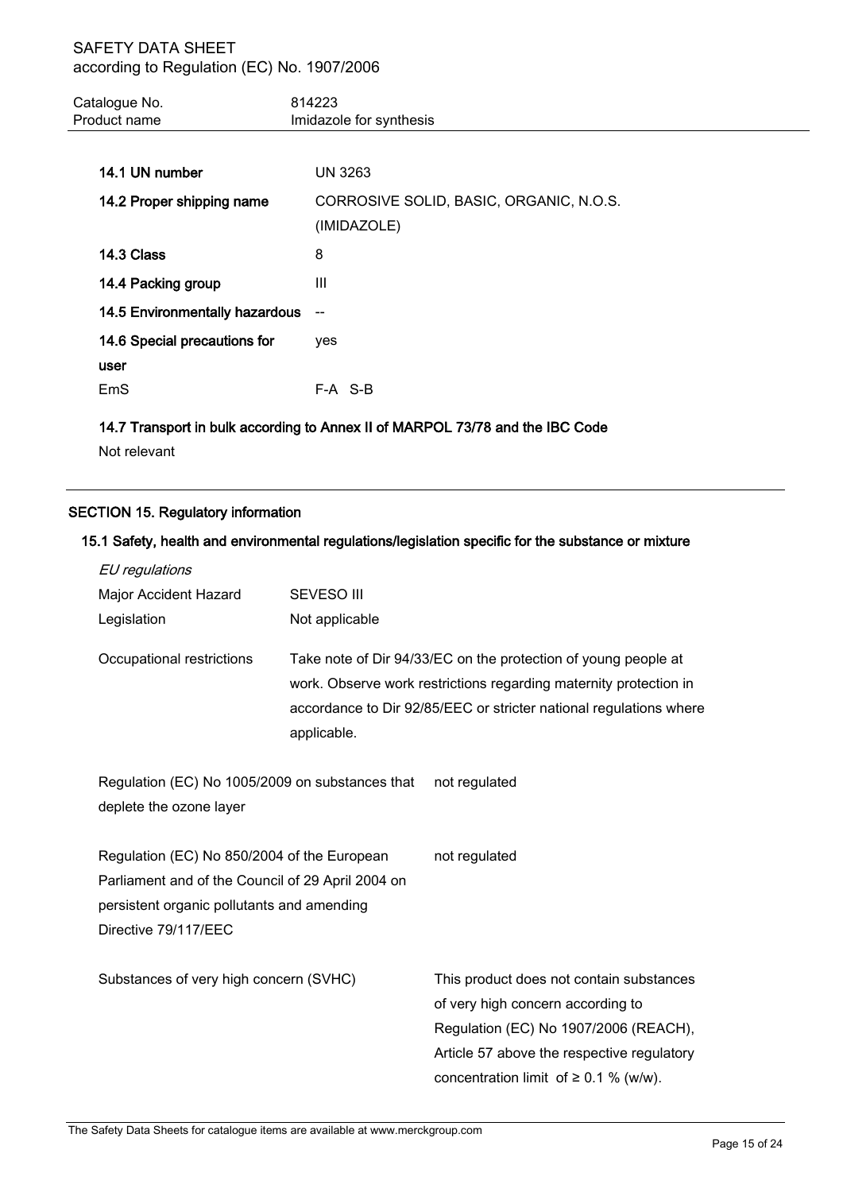| | |
|---|---|
| **14.1 UN number** | UN 3263 |
| **14.2 Proper shipping name** | CORROSIVE SOLID, BASIC, ORGANIC, N.O.S. (IMIDAZOLE) |
| **14.3 Class** | 8 |
| **14.4 Packing group** | III |
| **14.5 Environmentally hazardous** | -- |
| **14.6 Special precautions for user** | yes |
| EmS | F-A S-B |

**14.7 Transport in bulk according to Annex II of MARPOL 73/78 and the IBC Code**

Not relevant

## SECTION 15. Regulatory information

### 15.1 Safety, health and environmental regulations/legislation specific for the substance or mixture

*EU regulations*

| | |
|---|---|
| Major Accident Hazard Legislation | SEVESO III<br>Not applicable |
| Occupational restrictions | Take note of Dir 94/33/EC on the protection of young people at work. Observe work restrictions regarding maternity protection in accordance to Dir 92/85/EEC or stricter national regulations where applicable. |

| | |
|---|---|
| Regulation (EC) No 1005/2009 on substances that deplete the ozone layer | not regulated |
| Regulation (EC) No 850/2004 of the European Parliament and of the Council of 29 April 2004 on persistent organic pollutants and amending Directive 79/117/EEC | not regulated |
| Substances of very high concern (SVHC) | This product does not contain substances of very high concern according to Regulation (EC) No 1907/2006 (REACH), Article 57 above the respective regulatory concentration limit of ≥ 0.1 % (w/w). |

The Safety Data Sheets for catalogue items are available at www.merckgroup.com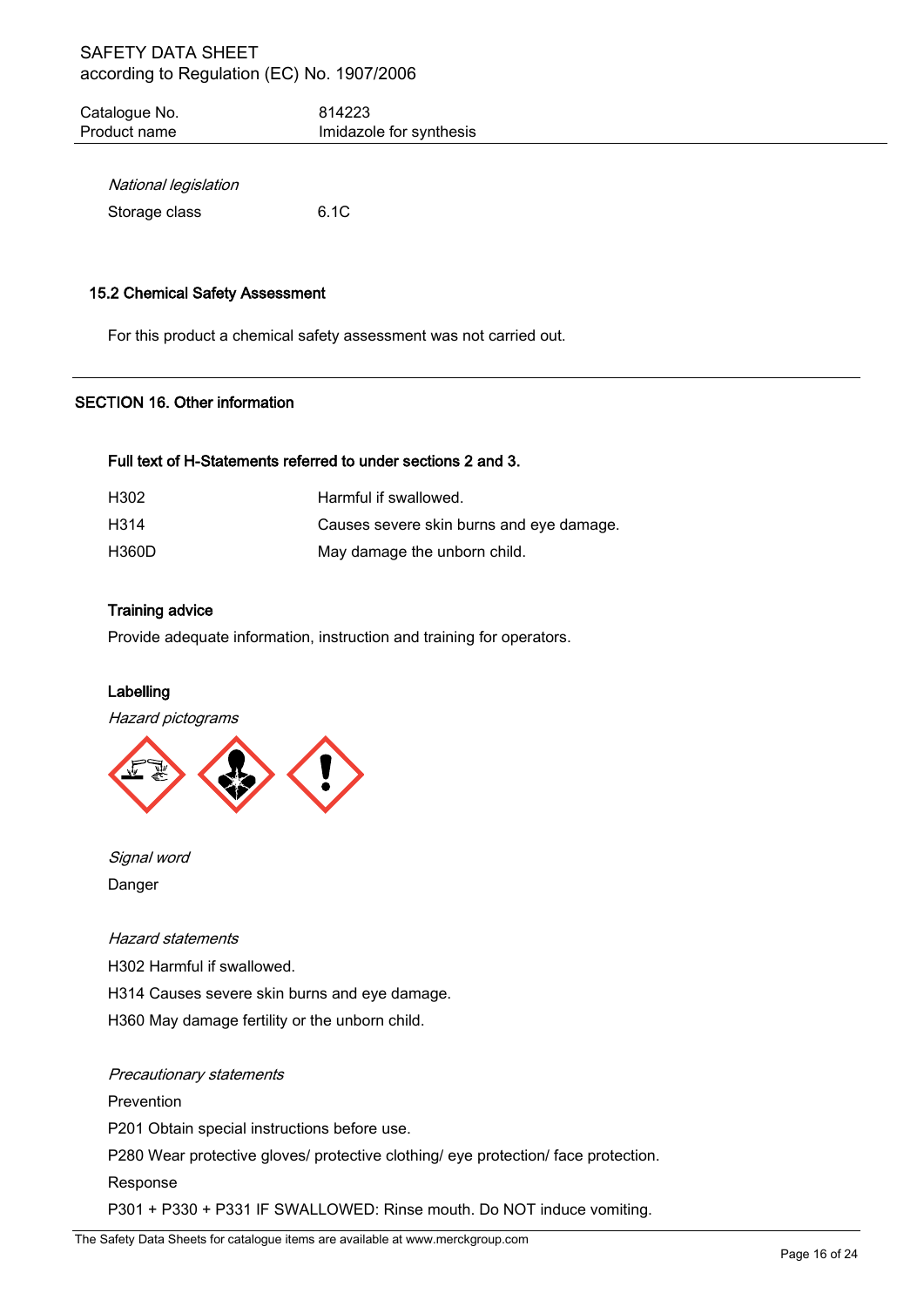*National legislation*

| Storage class | 6.1C |
|---|---|

### 15.2 Chemical Safety Assessment

For this product a chemical safety assessment was not carried out.

## SECTION 16. Other information

### Full text of H-Statements referred to under sections 2 and 3.

| H302 | Harmful if swallowed. |
|---|---|
| H314 | Causes severe skin burns and eye damage. |
| H360D | May damage the unborn child. |

### Training advice

Provide adequate information, instruction and training for operators.

### Labelling

*Hazard pictograms*

*Signal word*

Danger

*Hazard statements*

H302 Harmful if swallowed.

H314 Causes severe skin burns and eye damage.

H360 May damage fertility or the unborn child.

*Precautionary statements*

Prevention

P201 Obtain special instructions before use.

P280 Wear protective gloves/ protective clothing/ eye protection/ face protection.

Response

P301 + P330 + P331 IF SWALLOWED: Rinse mouth. Do NOT induce vomiting.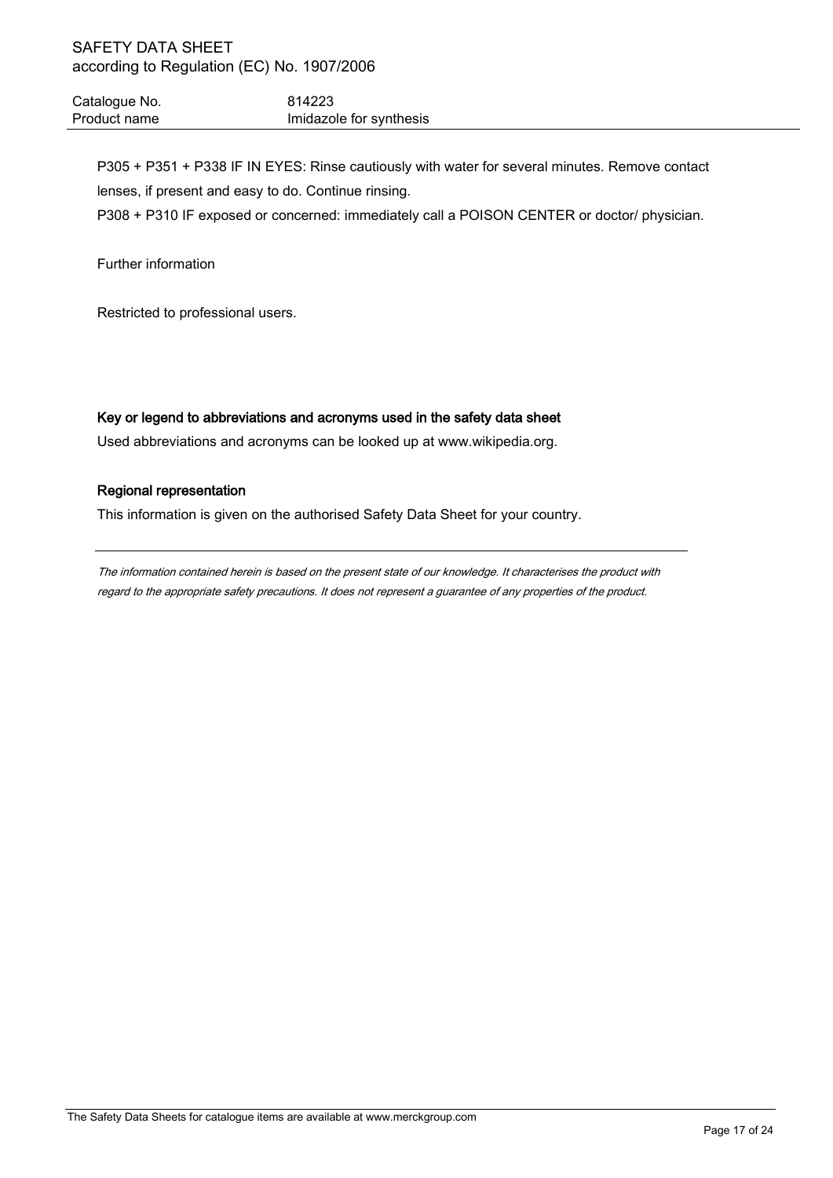P305 + P351 + P338 IF IN EYES: Rinse cautiously with water for several minutes. Remove contact lenses, if present and easy to do. Continue rinsing.

P308 + P310 IF exposed or concerned: immediately call a POISON CENTER or doctor/ physician.

Further information

Restricted to professional users.

**Key or legend to abbreviations and acronyms used in the safety data sheet**

Used abbreviations and acronyms can be looked up at www.wikipedia.org.

**Regional representation**

This information is given on the authorised Safety Data Sheet for your country.

---

*The information contained herein is based on the present state of our knowledge. It characterises the product with regard to the appropriate safety precautions. It does not represent a guarantee of any properties of the product.*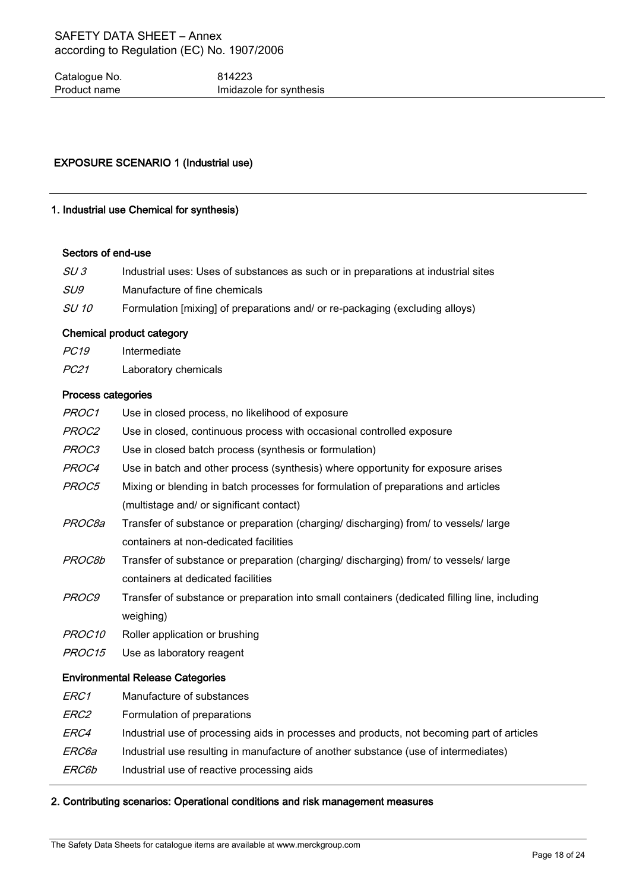## EXPOSURE SCENARIO 1 (Industrial use)

### 1. Industrial use Chemical for synthesis)

#### Sectors of end-use

| | |
|---|---|
| *SU 3* | Industrial uses: Uses of substances as such or in preparations at industrial sites |
| *SU9* | Manufacture of fine chemicals |
| *SU 10* | Formulation [mixing] of preparations and/ or re-packaging (excluding alloys) |

#### Chemical product category

| | |
|---|---|
| *PC19* | Intermediate |
| *PC21* | Laboratory chemicals |

#### Process categories

| | |
|---|---|
| *PROC1* | Use in closed process, no likelihood of exposure |
| *PROC2* | Use in closed, continuous process with occasional controlled exposure |
| *PROC3* | Use in closed batch process (synthesis or formulation) |
| *PROC4* | Use in batch and other process (synthesis) where opportunity for exposure arises |
| *PROC5* | Mixing or blending in batch processes for formulation of preparations and articles (multistage and/ or significant contact) |
| *PROC8a* | Transfer of substance or preparation (charging/ discharging) from/ to vessels/ large containers at non-dedicated facilities |
| *PROC8b* | Transfer of substance or preparation (charging/ discharging) from/ to vessels/ large containers at dedicated facilities |
| *PROC9* | Transfer of substance or preparation into small containers (dedicated filling line, including weighing) |
| *PROC10* | Roller application or brushing |
| *PROC15* | Use as laboratory reagent |

#### Environmental Release Categories

| | |
|---|---|
| *ERC1* | Manufacture of substances |
| *ERC2* | Formulation of preparations |
| *ERC4* | Industrial use of processing aids in processes and products, not becoming part of articles |
| *ERC6a* | Industrial use resulting in manufacture of another substance (use of intermediates) |
| *ERC6b* | Industrial use of reactive processing aids |

### 2. Contributing scenarios: Operational conditions and risk management measures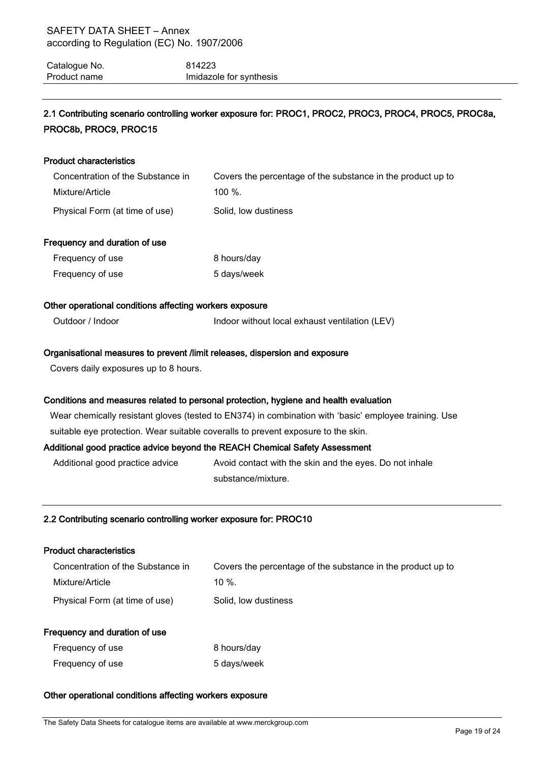## 2.1 Contributing scenario controlling worker exposure for: PROC1, PROC2, PROC3, PROC4, PROC5, PROC8a, PROC8b, PROC9, PROC15

### Product characteristics

| | |
|---|---|
| Concentration of the Substance in Mixture/Article | Covers the percentage of the substance in the product up to 100 %. |
| Physical Form (at time of use) | Solid, low dustiness |

### Frequency and duration of use

| | |
|---|---|
| Frequency of use | 8 hours/day |
| Frequency of use | 5 days/week |

### Other operational conditions affecting workers exposure

| | |
|---|---|
| Outdoor / Indoor | Indoor without local exhaust ventilation (LEV) |

### Organisational measures to prevent /limit releases, dispersion and exposure

Covers daily exposures up to 8 hours.

### Conditions and measures related to personal protection, hygiene and health evaluation

Wear chemically resistant gloves (tested to EN374) in combination with 'basic' employee training. Use suitable eye protection. Wear suitable coveralls to prevent exposure to the skin.

### Additional good practice advice beyond the REACH Chemical Safety Assessment

| | |
|---|---|
| Additional good practice advice | Avoid contact with the skin and the eyes. Do not inhale substance/mixture. |

## 2.2 Contributing scenario controlling worker exposure for: PROC10

### Product characteristics

| | |
|---|---|
| Concentration of the Substance in Mixture/Article | Covers the percentage of the substance in the product up to 10 %. |
| Physical Form (at time of use) | Solid, low dustiness |

### Frequency and duration of use

| | |
|---|---|
| Frequency of use | 8 hours/day |
| Frequency of use | 5 days/week |

### Other operational conditions affecting workers exposure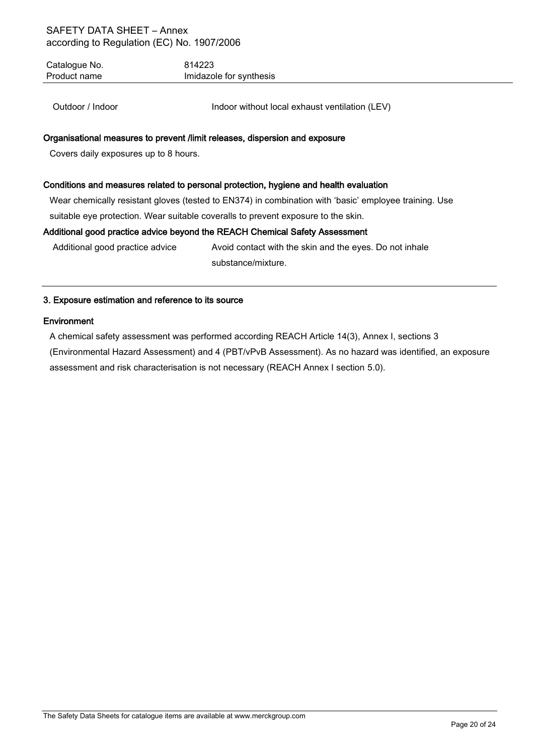| | |
|---|---|
| Outdoor / Indoor | Indoor without local exhaust ventilation (LEV) |

**Organisational measures to prevent /limit releases, dispersion and exposure**

Covers daily exposures up to 8 hours.

**Conditions and measures related to personal protection, hygiene and health evaluation**

Wear chemically resistant gloves (tested to EN374) in combination with 'basic' employee training. Use suitable eye protection. Wear suitable coveralls to prevent exposure to the skin.

**Additional good practice advice beyond the REACH Chemical Safety Assessment**

| | |
|---|---|
| Additional good practice advice | Avoid contact with the skin and the eyes. Do not inhale substance/mixture. |

## 3. Exposure estimation and reference to its source

### Environment

A chemical safety assessment was performed according REACH Article 14(3), Annex I, sections 3 (Environmental Hazard Assessment) and 4 (PBT/vPvB Assessment). As no hazard was identified, an exposure assessment and risk characterisation is not necessary (REACH Annex I section 5.0).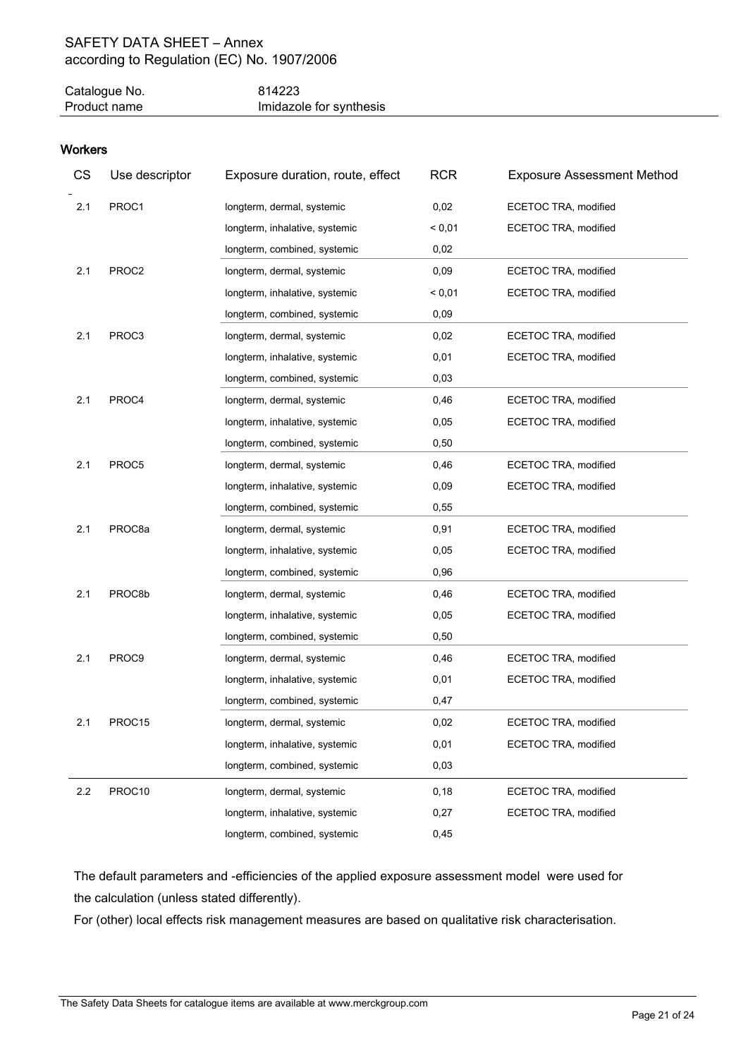SAFETY DATA SHEET – Annex
according to Regulation (EC) No. 1907/2006

| Catalogue No. | 814223 |
| --- | --- |
| Product name | Imidazole for synthesis |

**Workers**

| CS | Use descriptor | Exposure duration, route, effect | RCR | Exposure Assessment Method |
| --- | --- | --- | --- | --- |
| 2.1 | PROC1 | longterm, dermal, systemic | 0,02 | ECETOC TRA, modified |
| | | longterm, inhalative, systemic | < 0,01 | ECETOC TRA, modified |
| | | longterm, combined, systemic | 0,02 | |
| 2.1 | PROC2 | longterm, dermal, systemic | 0,09 | ECETOC TRA, modified |
| | | longterm, inhalative, systemic | < 0,01 | ECETOC TRA, modified |
| | | longterm, combined, systemic | 0,09 | |
| 2.1 | PROC3 | longterm, dermal, systemic | 0,02 | ECETOC TRA, modified |
| | | longterm, inhalative, systemic | 0,01 | ECETOC TRA, modified |
| | | longterm, combined, systemic | 0,03 | |
| 2.1 | PROC4 | longterm, dermal, systemic | 0,46 | ECETOC TRA, modified |
| | | longterm, inhalative, systemic | 0,05 | ECETOC TRA, modified |
| | | longterm, combined, systemic | 0,50 | |
| 2.1 | PROC5 | longterm, dermal, systemic | 0,46 | ECETOC TRA, modified |
| | | longterm, inhalative, systemic | 0,09 | ECETOC TRA, modified |
| | | longterm, combined, systemic | 0,55 | |
| 2.1 | PROC8a | longterm, dermal, systemic | 0,91 | ECETOC TRA, modified |
| | | longterm, inhalative, systemic | 0,05 | ECETOC TRA, modified |
| | | longterm, combined, systemic | 0,96 | |
| 2.1 | PROC8b | longterm, dermal, systemic | 0,46 | ECETOC TRA, modified |
| | | longterm, inhalative, systemic | 0,05 | ECETOC TRA, modified |
| | | longterm, combined, systemic | 0,50 | |
| 2.1 | PROC9 | longterm, dermal, systemic | 0,46 | ECETOC TRA, modified |
| | | longterm, inhalative, systemic | 0,01 | ECETOC TRA, modified |
| | | longterm, combined, systemic | 0,47 | |
| 2.1 | PROC15 | longterm, dermal, systemic | 0,02 | ECETOC TRA, modified |
| | | longterm, inhalative, systemic | 0,01 | ECETOC TRA, modified |
| | | longterm, combined, systemic | 0,03 | |
| 2.2 | PROC10 | longterm, dermal, systemic | 0,18 | ECETOC TRA, modified |
| | | longterm, inhalative, systemic | 0,27 | ECETOC TRA, modified |
| | | longterm, combined, systemic | 0,45 | |

The default parameters and -efficiencies of the applied exposure assessment model were used for the calculation (unless stated differently).
For (other) local effects risk management measures are based on qualitative risk characterisation.

The Safety Data Sheets for catalogue items are available at www.merckgroup.com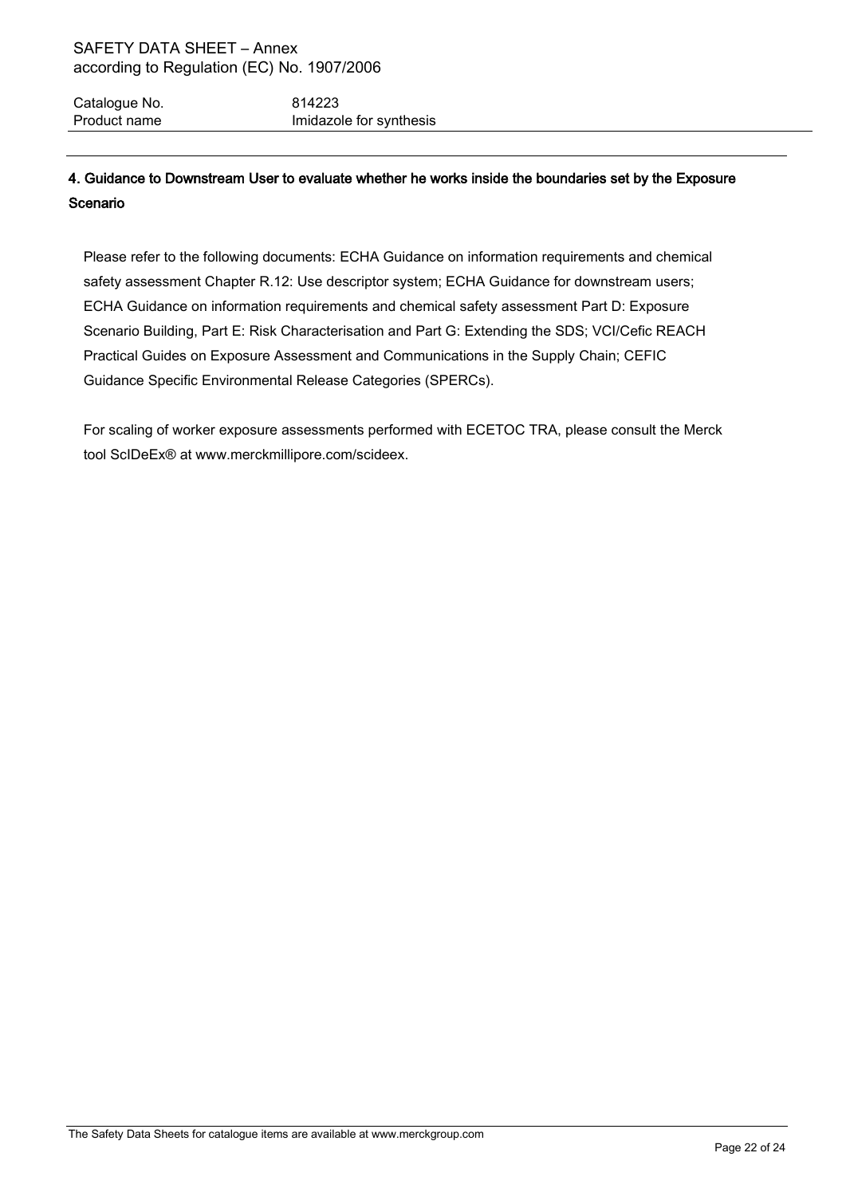## 4. Guidance to Downstream User to evaluate whether he works inside the boundaries set by the Exposure Scenario

Please refer to the following documents: ECHA Guidance on information requirements and chemical safety assessment Chapter R.12: Use descriptor system; ECHA Guidance for downstream users; ECHA Guidance on information requirements and chemical safety assessment Part D: Exposure Scenario Building, Part E: Risk Characterisation and Part G: Extending the SDS; VCI/Cefic REACH Practical Guides on Exposure Assessment and Communications in the Supply Chain; CEFIC Guidance Specific Environmental Release Categories (SPERCs).

For scaling of worker exposure assessments performed with ECETOC TRA, please consult the Merck tool ScIDeEx® at www.merckmillipore.com/scideex.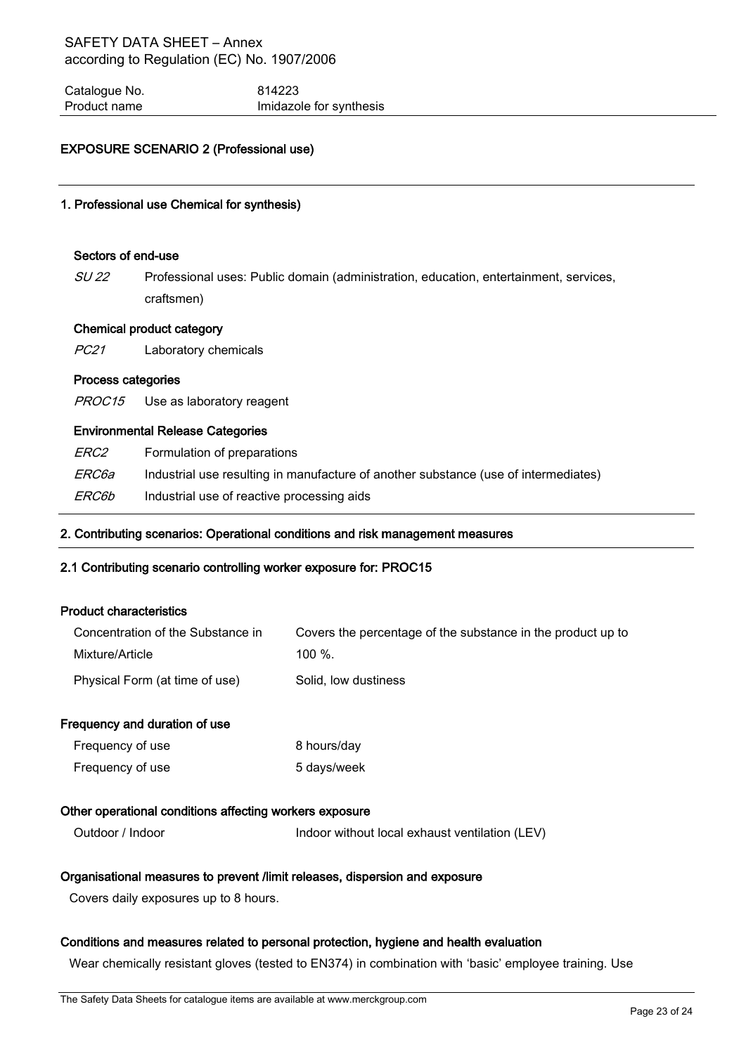## EXPOSURE SCENARIO 2 (Professional use)

### 1. Professional use Chemical for synthesis)

**Sectors of end-use**

| | |
|---|---|
| *SU 22* | Professional uses: Public domain (administration, education, entertainment, services, craftsmen) |

**Chemical product category**

| | |
|---|---|
| *PC21* | Laboratory chemicals |

**Process categories**

| | |
|---|---|
| *PROC15* | Use as laboratory reagent |

**Environmental Release Categories**

| | |
|---|---|
| *ERC2* | Formulation of preparations |
| *ERC6a* | Industrial use resulting in manufacture of another substance (use of intermediates) |
| *ERC6b* | Industrial use of reactive processing aids |

### 2. Contributing scenarios: Operational conditions and risk management measures

#### 2.1 Contributing scenario controlling worker exposure for: PROC15

**Product characteristics**

| | |
|---|---|
| Concentration of the Substance in Mixture/Article | Covers the percentage of the substance in the product up to 100 %. |
| Physical Form (at time of use) | Solid, low dustiness |

**Frequency and duration of use**

| | |
|---|---|
| Frequency of use | 8 hours/day |
| Frequency of use | 5 days/week |

**Other operational conditions affecting workers exposure**

| | |
|---|---|
| Outdoor / Indoor | Indoor without local exhaust ventilation (LEV) |

**Organisational measures to prevent /limit releases, dispersion and exposure**

Covers daily exposures up to 8 hours.

**Conditions and measures related to personal protection, hygiene and health evaluation**

Wear chemically resistant gloves (tested to EN374) in combination with 'basic' employee training. Use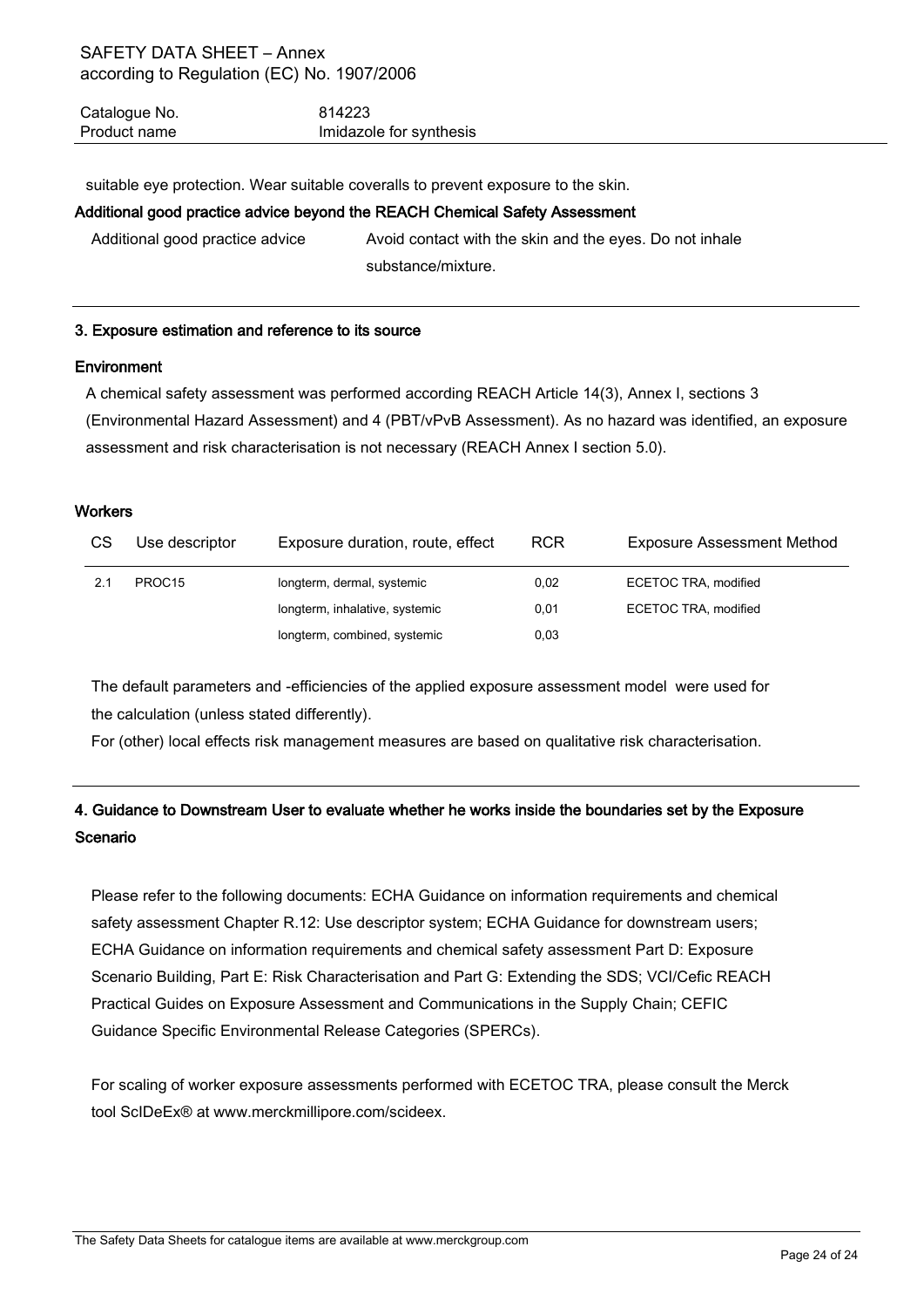suitable eye protection. Wear suitable coveralls to prevent exposure to the skin.

**Additional good practice advice beyond the REACH Chemical Safety Assessment**

| | |
|---|---|
| Additional good practice advice | Avoid contact with the skin and the eyes. Do not inhale substance/mixture. |

## 3. Exposure estimation and reference to its source

**Environment**

A chemical safety assessment was performed according REACH Article 14(3), Annex I, sections 3 (Environmental Hazard Assessment) and 4 (PBT/vPvB Assessment). As no hazard was identified, an exposure assessment and risk characterisation is not necessary (REACH Annex I section 5.0).

**Workers**

| CS | Use descriptor | Exposure duration, route, effect | RCR | Exposure Assessment Method |
|---|---|---|---|---|
| 2.1 | PROC15 | longterm, dermal, systemic | 0,02 | ECETOC TRA, modified |
| | | longterm, inhalative, systemic | 0,01 | ECETOC TRA, modified |
| | | longterm, combined, systemic | 0,03 | |

The default parameters and -efficiencies of the applied exposure assessment model were used for the calculation (unless stated differently).

For (other) local effects risk management measures are based on qualitative risk characterisation.

## 4. Guidance to Downstream User to evaluate whether he works inside the boundaries set by the Exposure Scenario

Please refer to the following documents: ECHA Guidance on information requirements and chemical safety assessment Chapter R.12: Use descriptor system; ECHA Guidance for downstream users; ECHA Guidance on information requirements and chemical safety assessment Part D: Exposure Scenario Building, Part E: Risk Characterisation and Part G: Extending the SDS; VCI/Cefic REACH Practical Guides on Exposure Assessment and Communications in the Supply Chain; CEFIC Guidance Specific Environmental Release Categories (SPERCs).

For scaling of worker exposure assessments performed with ECETOC TRA, please consult the Merck tool ScIDeEx® at www.merckmillipore.com/scideex.